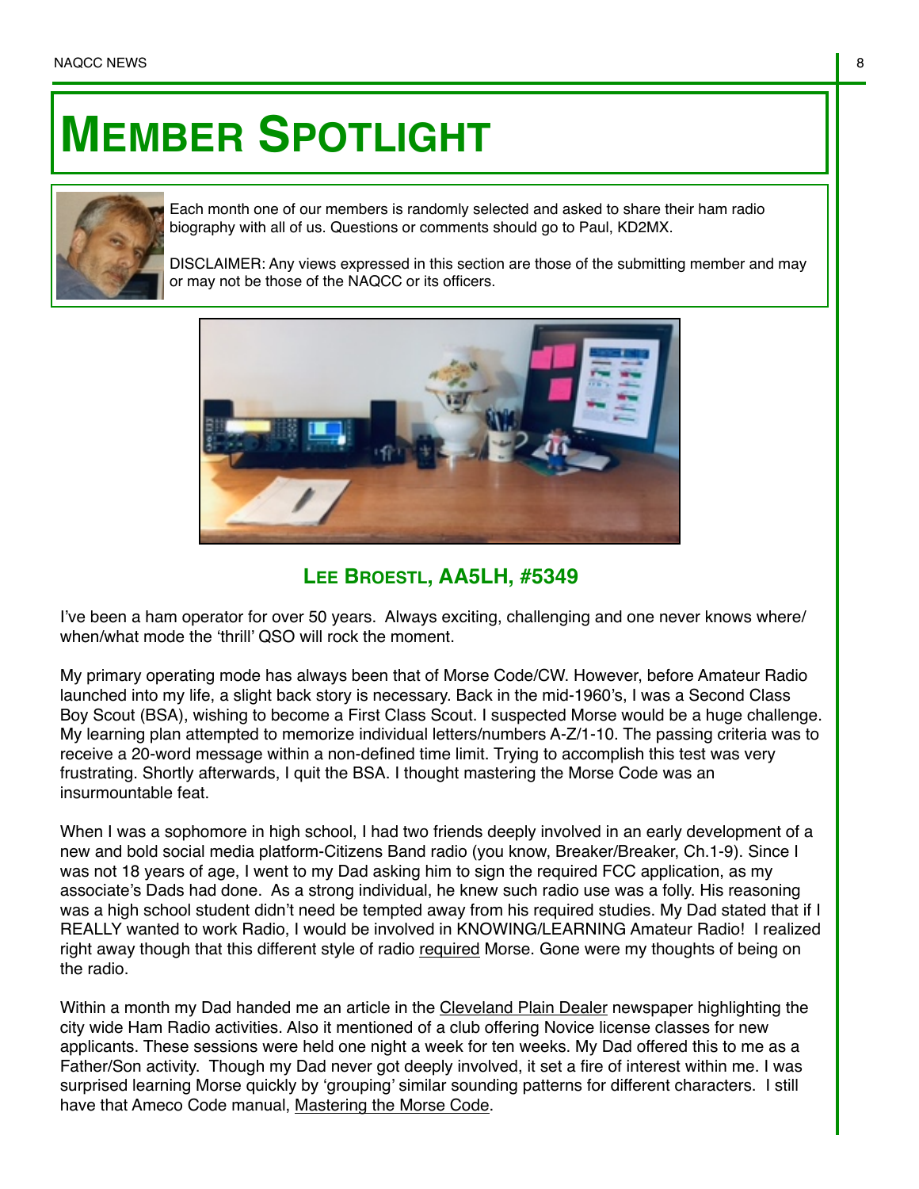# Member Spotlight

Each month one of our members is randomly selected and asked to share their ham radio biography with all of us. Questions or comments should go to Paul, KD2MX.

DISCLAIMER: Any views expressed in this section are those of the submitting member and may or may not be those of the NAQCC or its officers.

## Lee Broestl, AA5LH, #5349

I've been a ham operator for over 50 years. Always exciting, challenging and one never knows where/when/what mode the 'thrill' QSO will rock the moment.

My primary operating mode has always been that of Morse Code/CW. However, before Amateur Radio launched into my life, a slight back story is necessary. Back in the mid-1960's, I was a Second Class Boy Scout (BSA), wishing to become a First Class Scout. I suspected Morse would be a huge challenge. My learning plan attempted to memorize individual letters/numbers A-Z/1-10. The passing criteria was to receive a 20-word message within a non-defined time limit. Trying to accomplish this test was very frustrating. Shortly afterwards, I quit the BSA. I thought mastering the Morse Code was an insurmountable feat.

When I was a sophomore in high school, I had two friends deeply involved in an early development of a new and bold social media platform-Citizens Band radio (you know, Breaker/Breaker, Ch.1-9). Since I was not 18 years of age, I went to my Dad asking him to sign the required FCC application, as my associate's Dads had done. As a strong individual, he knew such radio use was a folly. His reasoning was a high school student didn't need be tempted away from his required studies. My Dad stated that if I REALLY wanted to work Radio, I would be involved in KNOWING/LEARNING Amateur Radio! I realized right away though that this different style of radio required Morse. Gone were my thoughts of being on the radio.

Within a month my Dad handed me an article in the Cleveland Plain Dealer newspaper highlighting the city wide Ham Radio activities. Also it mentioned of a club offering Novice license classes for new applicants. These sessions were held one night a week for ten weeks. My Dad offered this to me as a Father/Son activity. Though my Dad never got deeply involved, it set a fire of interest within me. I was surprised learning Morse quickly by 'grouping' similar sounding patterns for different characters. I still have that Ameco Code manual, Mastering the Morse Code.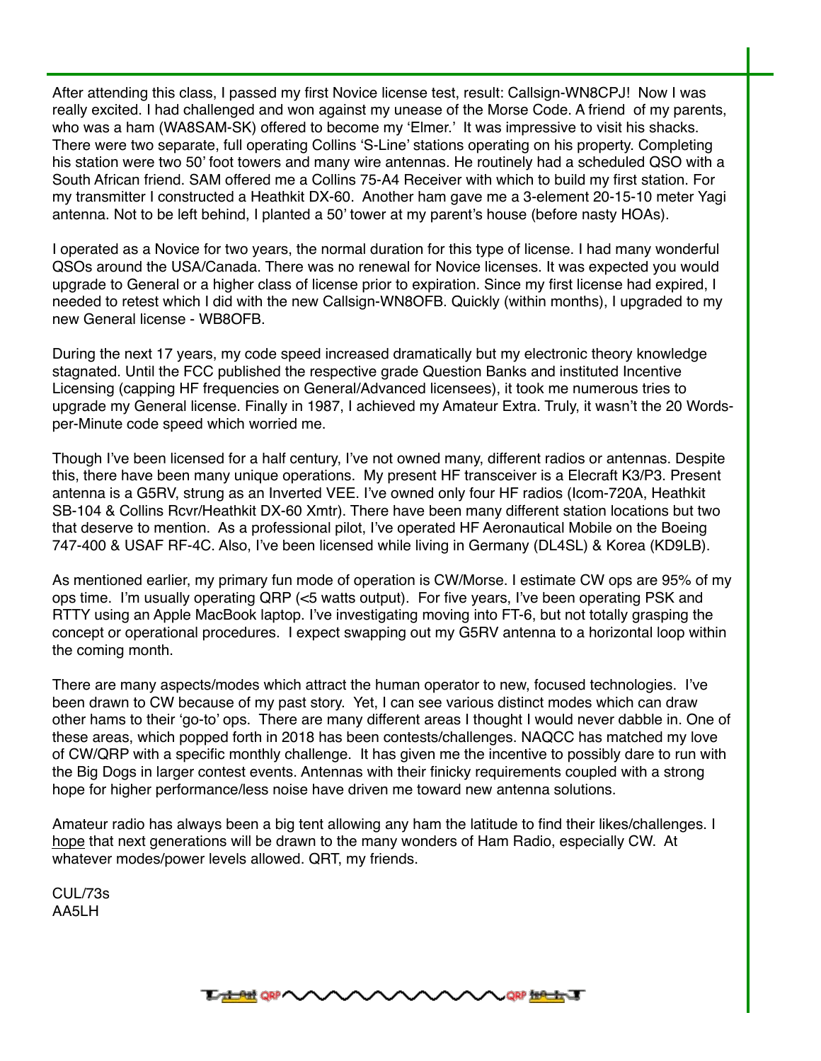After attending this class, I passed my first Novice license test, result: Callsign-WN8CPJ! Now I was really excited. I had challenged and won against my unease of the Morse Code. A friend of my parents, who was a ham (WA8SAM-SK) offered to become my 'Elmer.' It was impressive to visit his shacks. There were two separate, full operating Collins 'S-Line' stations operating on his property. Completing his station were two 50' foot towers and many wire antennas. He routinely had a scheduled QSO with a South African friend. SAM offered me a Collins 75-A4 Receiver with which to build my first station. For my transmitter I constructed a Heathkit DX-60. Another ham gave me a 3-element 20-15-10 meter Yagi antenna. Not to be left behind, I planted a 50' tower at my parent's house (before nasty HOAs).

I operated as a Novice for two years, the normal duration for this type of license. I had many wonderful QSOs around the USA/Canada. There was no renewal for Novice licenses. It was expected you would upgrade to General or a higher class of license prior to expiration. Since my first license had expired, I needed to retest which I did with the new Callsign-WN8OFB. Quickly (within months), I upgraded to my new General license - WB8OFB.

During the next 17 years, my code speed increased dramatically but my electronic theory knowledge stagnated. Until the FCC published the respective grade Question Banks and instituted Incentive Licensing (capping HF frequencies on General/Advanced licensees), it took me numerous tries to upgrade my General license. Finally in 1987, I achieved my Amateur Extra. Truly, it wasn't the 20 Words-per-Minute code speed which worried me.

Though I've been licensed for a half century, I've not owned many, different radios or antennas. Despite this, there have been many unique operations. My present HF transceiver is a Elecraft K3/P3. Present antenna is a G5RV, strung as an Inverted VEE. I've owned only four HF radios (Icom-720A, Heathkit SB-104 & Collins Rcvr/Heathkit DX-60 Xmtr). There have been many different station locations but two that deserve to mention. As a professional pilot, I've operated HF Aeronautical Mobile on the Boeing 747-400 & USAF RF-4C. Also, I've been licensed while living in Germany (DL4SL) & Korea (KD9LB).

As mentioned earlier, my primary fun mode of operation is CW/Morse. I estimate CW ops are 95% of my ops time. I'm usually operating QRP (<5 watts output). For five years, I've been operating PSK and RTTY using an Apple MacBook laptop. I've investigating moving into FT-6, but not totally grasping the concept or operational procedures. I expect swapping out my G5RV antenna to a horizontal loop within the coming month.

There are many aspects/modes which attract the human operator to new, focused technologies. I've been drawn to CW because of my past story. Yet, I can see various distinct modes which can draw other hams to their 'go-to' ops. There are many different areas I thought I would never dabble in. One of these areas, which popped forth in 2018 has been contests/challenges. NAQCC has matched my love of CW/QRP with a specific monthly challenge. It has given me the incentive to possibly dare to run with the Big Dogs in larger contest events. Antennas with their finicky requirements coupled with a strong hope for higher performance/less noise have driven me toward new antenna solutions.

Amateur radio has always been a big tent allowing any ham the latitude to find their likes/challenges. I hope that next generations will be drawn to the many wonders of Ham Radio, especially CW. At whatever modes/power levels allowed. QRT, my friends.

CUL/73s
AA5LH